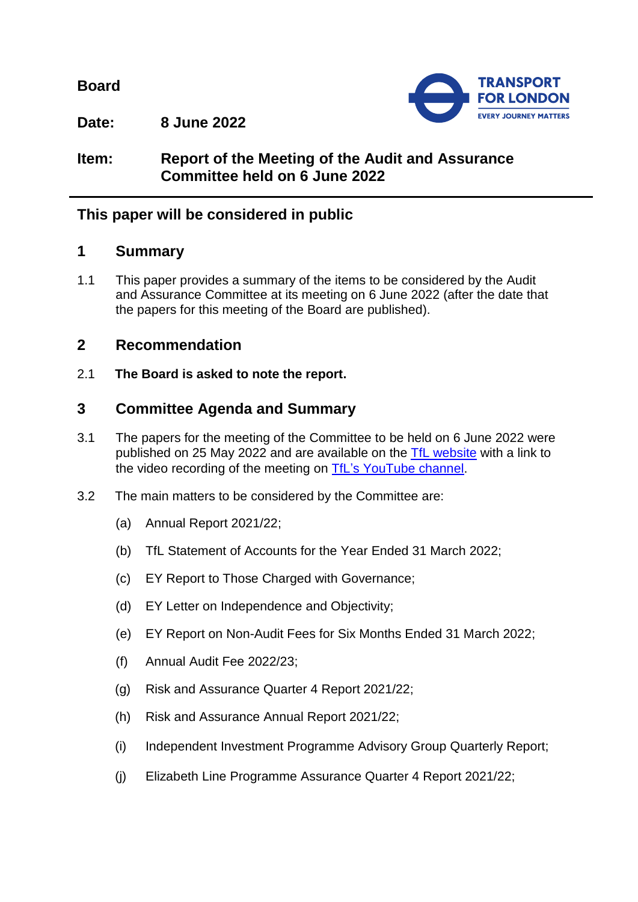**Board**

**Date:** **8 June 2022**

**Item:** **Report of the Meeting of the Audit and Assurance Committee held on 6 June 2022**

## This paper will be considered in public

## 1 Summary

1.1 This paper provides a summary of the items to be considered by the Audit and Assurance Committee at its meeting on 6 June 2022 (after the date that the papers for this meeting of the Board are published).

## 2 Recommendation

2.1 **The Board is asked to note the report.**

## 3 Committee Agenda and Summary

3.1 The papers for the meeting of the Committee to be held on 6 June 2022 were published on 25 May 2022 and are available on the [TfL website](TfL website) with a link to the video recording of the meeting on [TfL's YouTube channel](TfL's YouTube channel).

3.2 The main matters to be considered by the Committee are:

(a) Annual Report 2021/22;

(b) TfL Statement of Accounts for the Year Ended 31 March 2022;

(c) EY Report to Those Charged with Governance;

(d) EY Letter on Independence and Objectivity;

(e) EY Report on Non-Audit Fees for Six Months Ended 31 March 2022;

(f) Annual Audit Fee 2022/23;

(g) Risk and Assurance Quarter 4 Report 2021/22;

(h) Risk and Assurance Annual Report 2021/22;

(i) Independent Investment Programme Advisory Group Quarterly Report;

(j) Elizabeth Line Programme Assurance Quarter 4 Report 2021/22;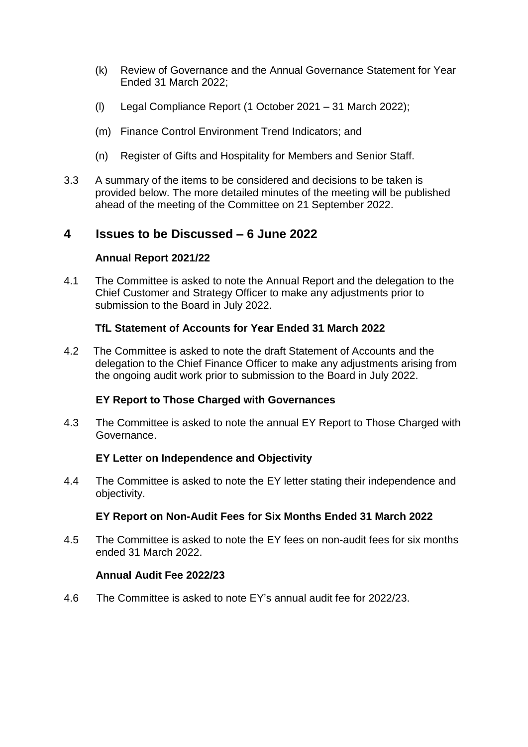(k) Review of Governance and the Annual Governance Statement for Year Ended 31 March 2022;

(l) Legal Compliance Report (1 October 2021 – 31 March 2022);

(m) Finance Control Environment Trend Indicators; and

(n) Register of Gifts and Hospitality for Members and Senior Staff.

3.3 A summary of the items to be considered and decisions to be taken is provided below. The more detailed minutes of the meeting will be published ahead of the meeting of the Committee on 21 September 2022.

## 4 Issues to be Discussed – 6 June 2022

**Annual Report 2021/22**

4.1 The Committee is asked to note the Annual Report and the delegation to the Chief Customer and Strategy Officer to make any adjustments prior to submission to the Board in July 2022.

**TfL Statement of Accounts for Year Ended 31 March 2022**

4.2 The Committee is asked to note the draft Statement of Accounts and the delegation to the Chief Finance Officer to make any adjustments arising from the ongoing audit work prior to submission to the Board in July 2022.

**EY Report to Those Charged with Governances**

4.3 The Committee is asked to note the annual EY Report to Those Charged with Governance.

**EY Letter on Independence and Objectivity**

4.4 The Committee is asked to note the EY letter stating their independence and objectivity.

**EY Report on Non-Audit Fees for Six Months Ended 31 March 2022**

4.5 The Committee is asked to note the EY fees on non-audit fees for six months ended 31 March 2022.

**Annual Audit Fee 2022/23**

4.6 The Committee is asked to note EY's annual audit fee for 2022/23.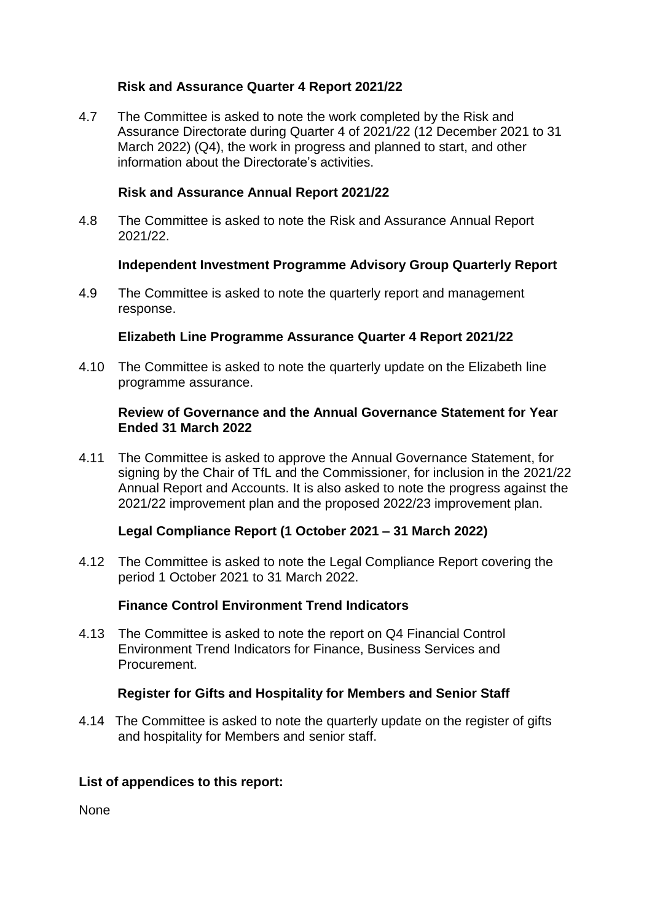**Risk and Assurance Quarter 4 Report 2021/22**

4.7 The Committee is asked to note the work completed by the Risk and Assurance Directorate during Quarter 4 of 2021/22 (12 December 2021 to 31 March 2022) (Q4), the work in progress and planned to start, and other information about the Directorate's activities.

**Risk and Assurance Annual Report 2021/22**

4.8 The Committee is asked to note the Risk and Assurance Annual Report 2021/22.

**Independent Investment Programme Advisory Group Quarterly Report**

4.9 The Committee is asked to note the quarterly report and management response.

**Elizabeth Line Programme Assurance Quarter 4 Report 2021/22**

4.10 The Committee is asked to note the quarterly update on the Elizabeth line programme assurance.

**Review of Governance and the Annual Governance Statement for Year Ended 31 March 2022**

4.11 The Committee is asked to approve the Annual Governance Statement, for signing by the Chair of TfL and the Commissioner, for inclusion in the 2021/22 Annual Report and Accounts. It is also asked to note the progress against the 2021/22 improvement plan and the proposed 2022/23 improvement plan.

**Legal Compliance Report (1 October 2021 – 31 March 2022)**

4.12 The Committee is asked to note the Legal Compliance Report covering the period 1 October 2021 to 31 March 2022.

**Finance Control Environment Trend Indicators**

4.13 The Committee is asked to note the report on Q4 Financial Control Environment Trend Indicators for Finance, Business Services and Procurement.

**Register for Gifts and Hospitality for Members and Senior Staff**

4.14 The Committee is asked to note the quarterly update on the register of gifts and hospitality for Members and senior staff.

**List of appendices to this report:**

None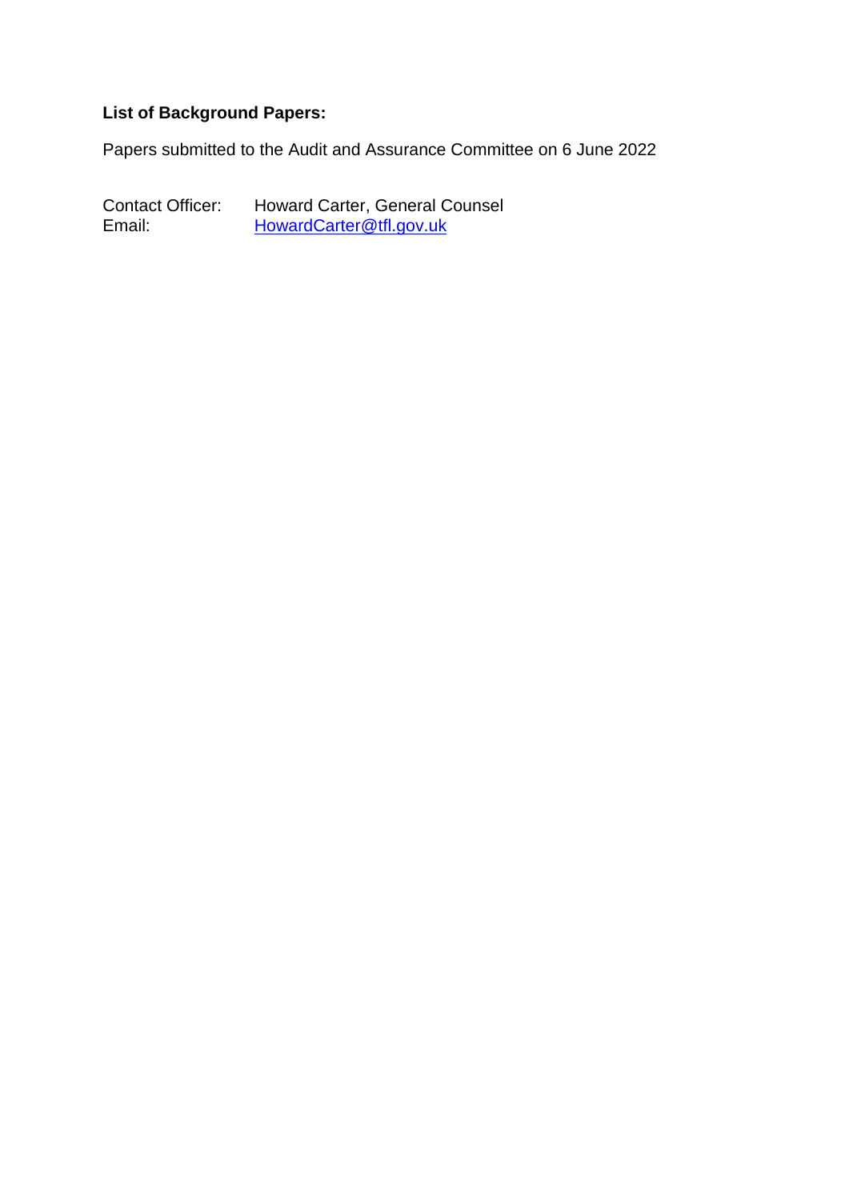**List of Background Papers:**

Papers submitted to the Audit and Assurance Committee on 6 June 2022

Contact Officer: Howard Carter, General Counsel
Email: HowardCarter@tfl.gov.uk